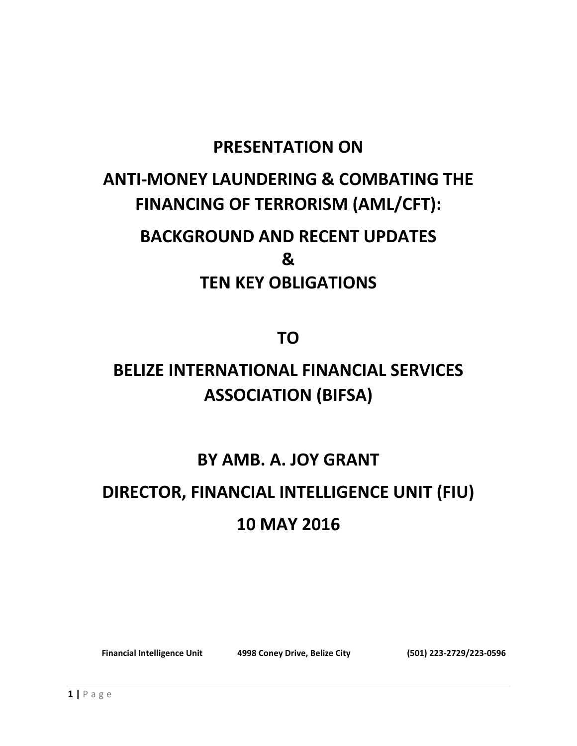# PRESENTATION ON

# ANTI-MONEY LAUNDERING & COMBATING THE FINANCING OF TERRORISM (AML/CFT):

## BACKGROUND AND RECENT UPDATES

## &

## TEN KEY OBLIGATIONS

## TO

## BELIZE INTERNATIONAL FINANCIAL SERVICES ASSOCIATION (BIFSA)

## BY AMB. A. JOY GRANT

## DIRECTOR, FINANCIAL INTELLIGENCE UNIT (FIU)

## 10 MAY 2016

**Financial Intelligence Unit** **4998 Coney Drive, Belize City** **(501) 223-2729/223-0596**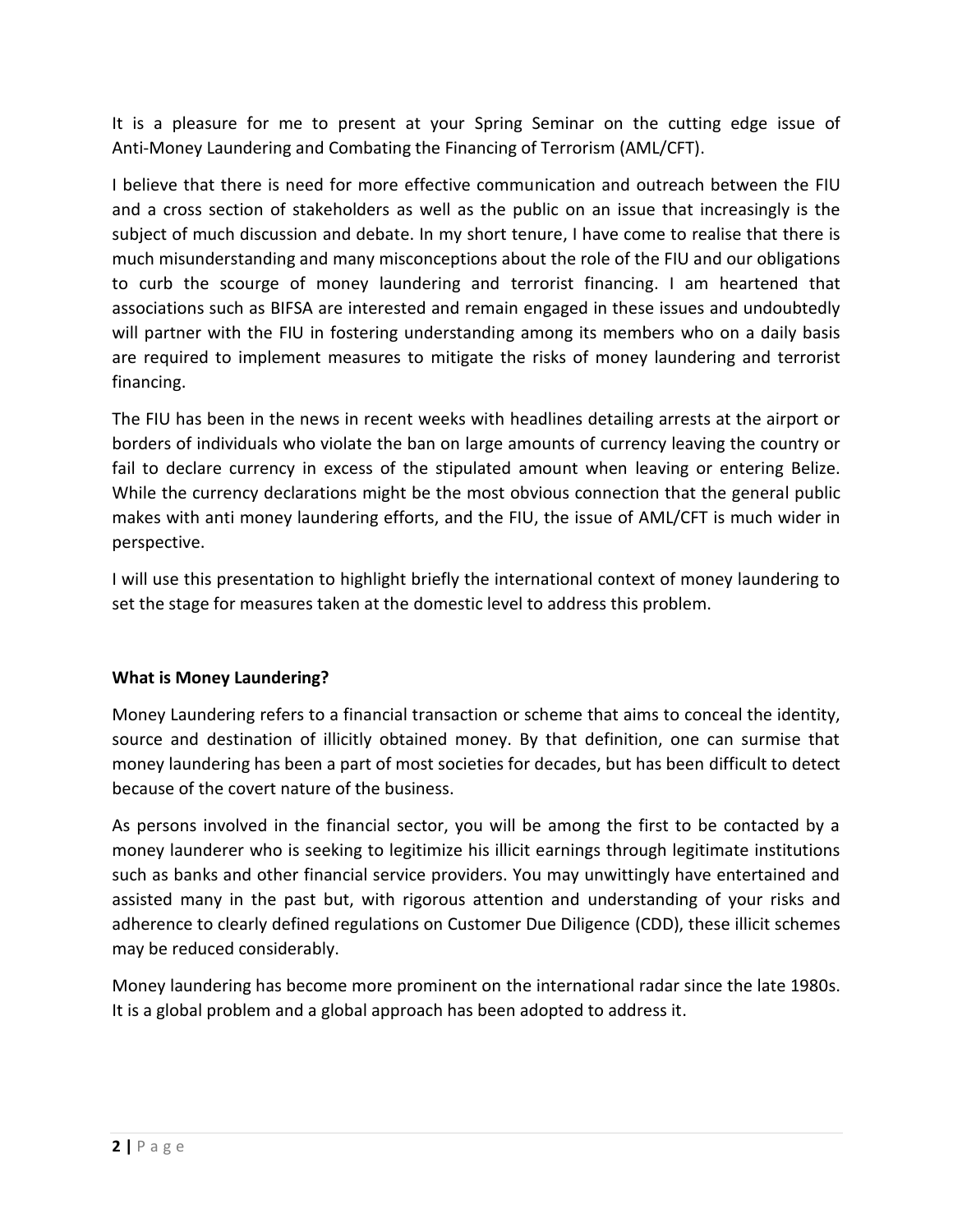It is a pleasure for me to present at your Spring Seminar on the cutting edge issue of Anti-Money Laundering and Combating the Financing of Terrorism (AML/CFT).

I believe that there is need for more effective communication and outreach between the FIU and a cross section of stakeholders as well as the public on an issue that increasingly is the subject of much discussion and debate. In my short tenure, I have come to realise that there is much misunderstanding and many misconceptions about the role of the FIU and our obligations to curb the scourge of money laundering and terrorist financing. I am heartened that associations such as BIFSA are interested and remain engaged in these issues and undoubtedly will partner with the FIU in fostering understanding among its members who on a daily basis are required to implement measures to mitigate the risks of money laundering and terrorist financing.

The FIU has been in the news in recent weeks with headlines detailing arrests at the airport or borders of individuals who violate the ban on large amounts of currency leaving the country or fail to declare currency in excess of the stipulated amount when leaving or entering Belize. While the currency declarations might be the most obvious connection that the general public makes with anti money laundering efforts, and the FIU, the issue of AML/CFT is much wider in perspective.

I will use this presentation to highlight briefly the international context of money laundering to set the stage for measures taken at the domestic level to address this problem.

**What is Money Laundering?**

Money Laundering refers to a financial transaction or scheme that aims to conceal the identity, source and destination of illicitly obtained money. By that definition, one can surmise that money laundering has been a part of most societies for decades, but has been difficult to detect because of the covert nature of the business.

As persons involved in the financial sector, you will be among the first to be contacted by a money launderer who is seeking to legitimize his illicit earnings through legitimate institutions such as banks and other financial service providers. You may unwittingly have entertained and assisted many in the past but, with rigorous attention and understanding of your risks and adherence to clearly defined regulations on Customer Due Diligence (CDD), these illicit schemes may be reduced considerably.

Money laundering has become more prominent on the international radar since the late 1980s. It is a global problem and a global approach has been adopted to address it.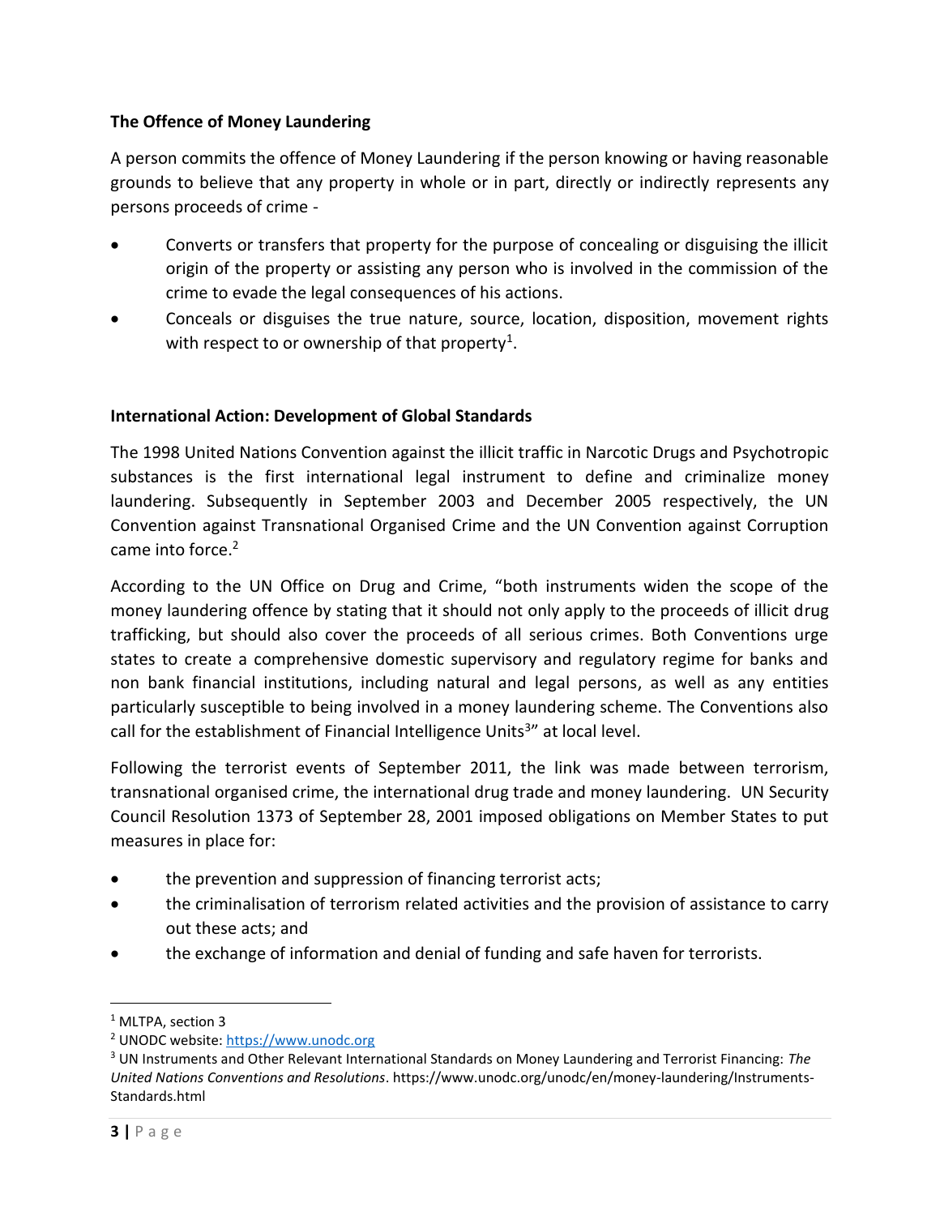**The Offence of Money Laundering**

A person commits the offence of Money Laundering if the person knowing or having reasonable grounds to believe that any property in whole or in part, directly or indirectly represents any persons proceeds of crime -

- Converts or transfers that property for the purpose of concealing or disguising the illicit origin of the property or assisting any person who is involved in the commission of the crime to evade the legal consequences of his actions.
- Conceals or disguises the true nature, source, location, disposition, movement rights with respect to or ownership of that property[1].

**International Action: Development of Global Standards**

The 1998 United Nations Convention against the illicit traffic in Narcotic Drugs and Psychotropic substances is the first international legal instrument to define and criminalize money laundering. Subsequently in September 2003 and December 2005 respectively, the UN Convention against Transnational Organised Crime and the UN Convention against Corruption came into force.[2]

According to the UN Office on Drug and Crime, "both instruments widen the scope of the money laundering offence by stating that it should not only apply to the proceeds of illicit drug trafficking, but should also cover the proceeds of all serious crimes. Both Conventions urge states to create a comprehensive domestic supervisory and regulatory regime for banks and non bank financial institutions, including natural and legal persons, as well as any entities particularly susceptible to being involved in a money laundering scheme. The Conventions also call for the establishment of Financial Intelligence Units[3]" at local level.

Following the terrorist events of September 2011, the link was made between terrorism, transnational organised crime, the international drug trade and money laundering. UN Security Council Resolution 1373 of September 28, 2001 imposed obligations on Member States to put measures in place for:

- the prevention and suppression of financing terrorist acts;
- the criminalisation of terrorism related activities and the provision of assistance to carry out these acts; and
- the exchange of information and denial of funding and safe haven for terrorists.

---

[1] MLTPA, section 3

[2] UNODC website: https://www.unodc.org

[3] UN Instruments and Other Relevant International Standards on Money Laundering and Terrorist Financing: *The United Nations Conventions and Resolutions*. https://www.unodc.org/unodc/en/money-laundering/Instruments-Standards.html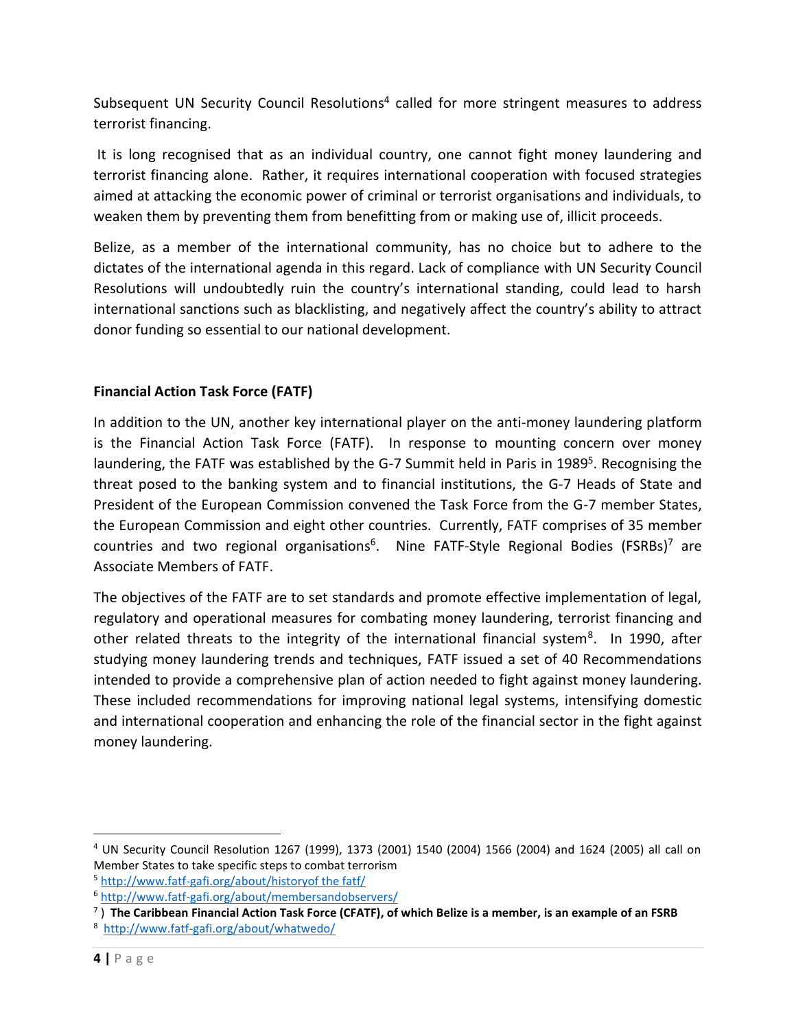Subsequent UN Security Council Resolutions[4] called for more stringent measures to address terrorist financing.

It is long recognised that as an individual country, one cannot fight money laundering and terrorist financing alone. Rather, it requires international cooperation with focused strategies aimed at attacking the economic power of criminal or terrorist organisations and individuals, to weaken them by preventing them from benefitting from or making use of, illicit proceeds.

Belize, as a member of the international community, has no choice but to adhere to the dictates of the international agenda in this regard. Lack of compliance with UN Security Council Resolutions will undoubtedly ruin the country's international standing, could lead to harsh international sanctions such as blacklisting, and negatively affect the country's ability to attract donor funding so essential to our national development.

**Financial Action Task Force (FATF)**

In addition to the UN, another key international player on the anti-money laundering platform is the Financial Action Task Force (FATF). In response to mounting concern over money laundering, the FATF was established by the G-7 Summit held in Paris in 1989[5]. Recognising the threat posed to the banking system and to financial institutions, the G-7 Heads of State and President of the European Commission convened the Task Force from the G-7 member States, the European Commission and eight other countries. Currently, FATF comprises of 35 member countries and two regional organisations[6]. Nine FATF-Style Regional Bodies (FSRBs)[7] are Associate Members of FATF.

The objectives of the FATF are to set standards and promote effective implementation of legal, regulatory and operational measures for combating money laundering, terrorist financing and other related threats to the integrity of the international financial system[8]. In 1990, after studying money laundering trends and techniques, FATF issued a set of 40 Recommendations intended to provide a comprehensive plan of action needed to fight against money laundering. These included recommendations for improving national legal systems, intensifying domestic and international cooperation and enhancing the role of the financial sector in the fight against money laundering.

---

[4] UN Security Council Resolution 1267 (1999), 1373 (2001) 1540 (2004) 1566 (2004) and 1624 (2005) all call on Member States to take specific steps to combat terrorism

[5] http://www.fatf-gafi.org/about/historyof the fatf/

[6] http://www.fatf-gafi.org/about/membersandobservers/

[7] ) **The Caribbean Financial Action Task Force (CFATF), of which Belize is a member, is an example of an FSRB**

[8] http://www.fatf-gafi.org/about/whatwedo/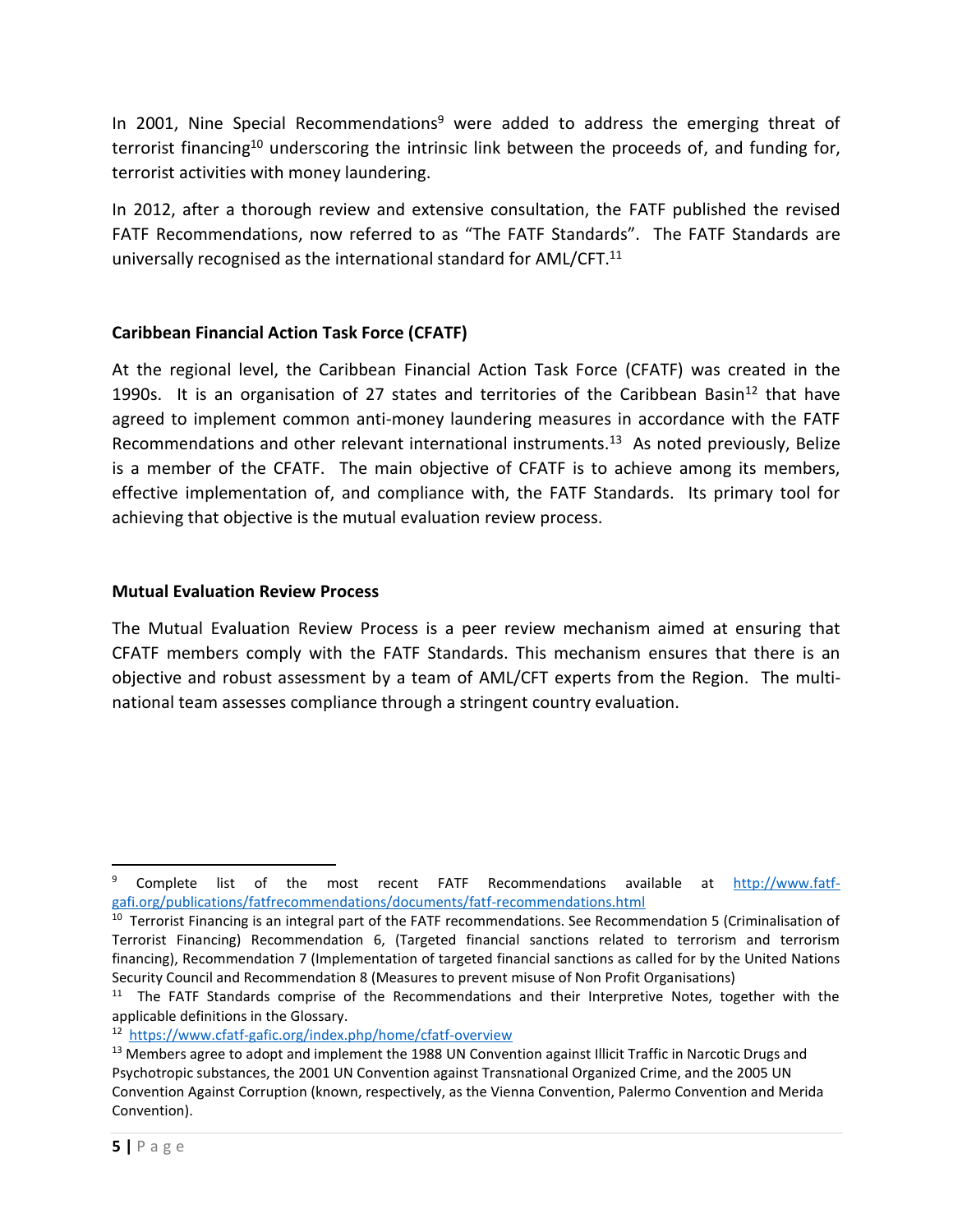In 2001, Nine Special Recommendations[9] were added to address the emerging threat of terrorist financing[10] underscoring the intrinsic link between the proceeds of, and funding for, terrorist activities with money laundering.

In 2012, after a thorough review and extensive consultation, the FATF published the revised FATF Recommendations, now referred to as "The FATF Standards". The FATF Standards are universally recognised as the international standard for AML/CFT.[11]

### Caribbean Financial Action Task Force (CFATF)

At the regional level, the Caribbean Financial Action Task Force (CFATF) was created in the 1990s. It is an organisation of 27 states and territories of the Caribbean Basin[12] that have agreed to implement common anti-money laundering measures in accordance with the FATF Recommendations and other relevant international instruments.[13] As noted previously, Belize is a member of the CFATF. The main objective of CFATF is to achieve among its members, effective implementation of, and compliance with, the FATF Standards. Its primary tool for achieving that objective is the mutual evaluation review process.

### Mutual Evaluation Review Process

The Mutual Evaluation Review Process is a peer review mechanism aimed at ensuring that CFATF members comply with the FATF Standards. This mechanism ensures that there is an objective and robust assessment by a team of AML/CFT experts from the Region. The multi-national team assesses compliance through a stringent country evaluation.

---

[9] Complete list of the most recent FATF Recommendations available at http://www.fatf-gafi.org/publications/fatfrecommendations/documents/fatf-recommendations.html

[10] Terrorist Financing is an integral part of the FATF recommendations. See Recommendation 5 (Criminalisation of Terrorist Financing) Recommendation 6, (Targeted financial sanctions related to terrorism and terrorism financing), Recommendation 7 (Implementation of targeted financial sanctions as called for by the United Nations Security Council and Recommendation 8 (Measures to prevent misuse of Non Profit Organisations)

[11] The FATF Standards comprise of the Recommendations and their Interpretive Notes, together with the applicable definitions in the Glossary.

[12] https://www.cfatf-gafic.org/index.php/home/cfatf-overview

[13] Members agree to adopt and implement the 1988 UN Convention against Illicit Traffic in Narcotic Drugs and Psychotropic substances, the 2001 UN Convention against Transnational Organized Crime, and the 2005 UN Convention Against Corruption (known, respectively, as the Vienna Convention, Palermo Convention and Merida Convention).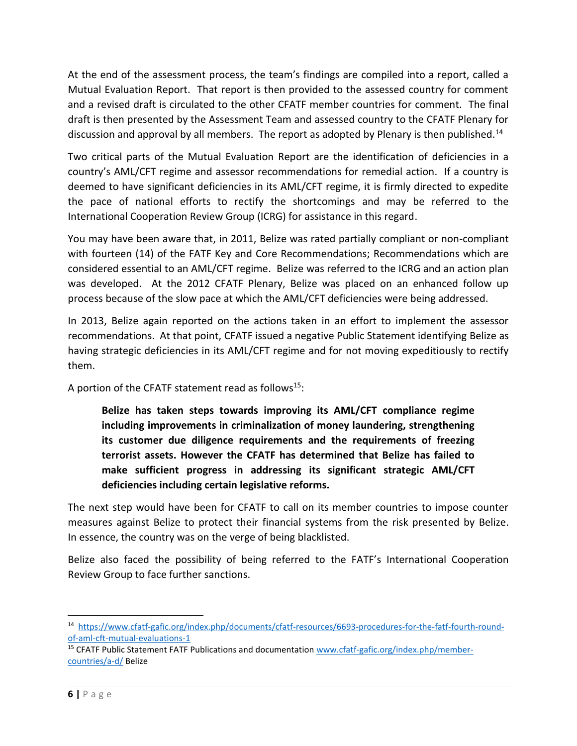At the end of the assessment process, the team's findings are compiled into a report, called a Mutual Evaluation Report. That report is then provided to the assessed country for comment and a revised draft is circulated to the other CFATF member countries for comment. The final draft is then presented by the Assessment Team and assessed country to the CFATF Plenary for discussion and approval by all members. The report as adopted by Plenary is then published.[14]

Two critical parts of the Mutual Evaluation Report are the identification of deficiencies in a country's AML/CFT regime and assessor recommendations for remedial action. If a country is deemed to have significant deficiencies in its AML/CFT regime, it is firmly directed to expedite the pace of national efforts to rectify the shortcomings and may be referred to the International Cooperation Review Group (ICRG) for assistance in this regard.

You may have been aware that, in 2011, Belize was rated partially compliant or non-compliant with fourteen (14) of the FATF Key and Core Recommendations; Recommendations which are considered essential to an AML/CFT regime. Belize was referred to the ICRG and an action plan was developed. At the 2012 CFATF Plenary, Belize was placed on an enhanced follow up process because of the slow pace at which the AML/CFT deficiencies were being addressed.

In 2013, Belize again reported on the actions taken in an effort to implement the assessor recommendations. At that point, CFATF issued a negative Public Statement identifying Belize as having strategic deficiencies in its AML/CFT regime and for not moving expeditiously to rectify them.

A portion of the CFATF statement read as follows[15]:

> **Belize has taken steps towards improving its AML/CFT compliance regime including improvements in criminalization of money laundering, strengthening its customer due diligence requirements and the requirements of freezing terrorist assets. However the CFATF has determined that Belize has failed to make sufficient progress in addressing its significant strategic AML/CFT deficiencies including certain legislative reforms.**

The next step would have been for CFATF to call on its member countries to impose counter measures against Belize to protect their financial systems from the risk presented by Belize. In essence, the country was on the verge of being blacklisted.

Belize also faced the possibility of being referred to the FATF's International Cooperation Review Group to face further sanctions.

---

[14] https://www.cfatf-gafic.org/index.php/documents/cfatf-resources/6693-procedures-for-the-fatf-fourth-round-of-aml-cft-mutual-evaluations-1

[15] CFATF Public Statement FATF Publications and documentation www.cfatf-gafic.org/index.php/member-countries/a-d/ Belize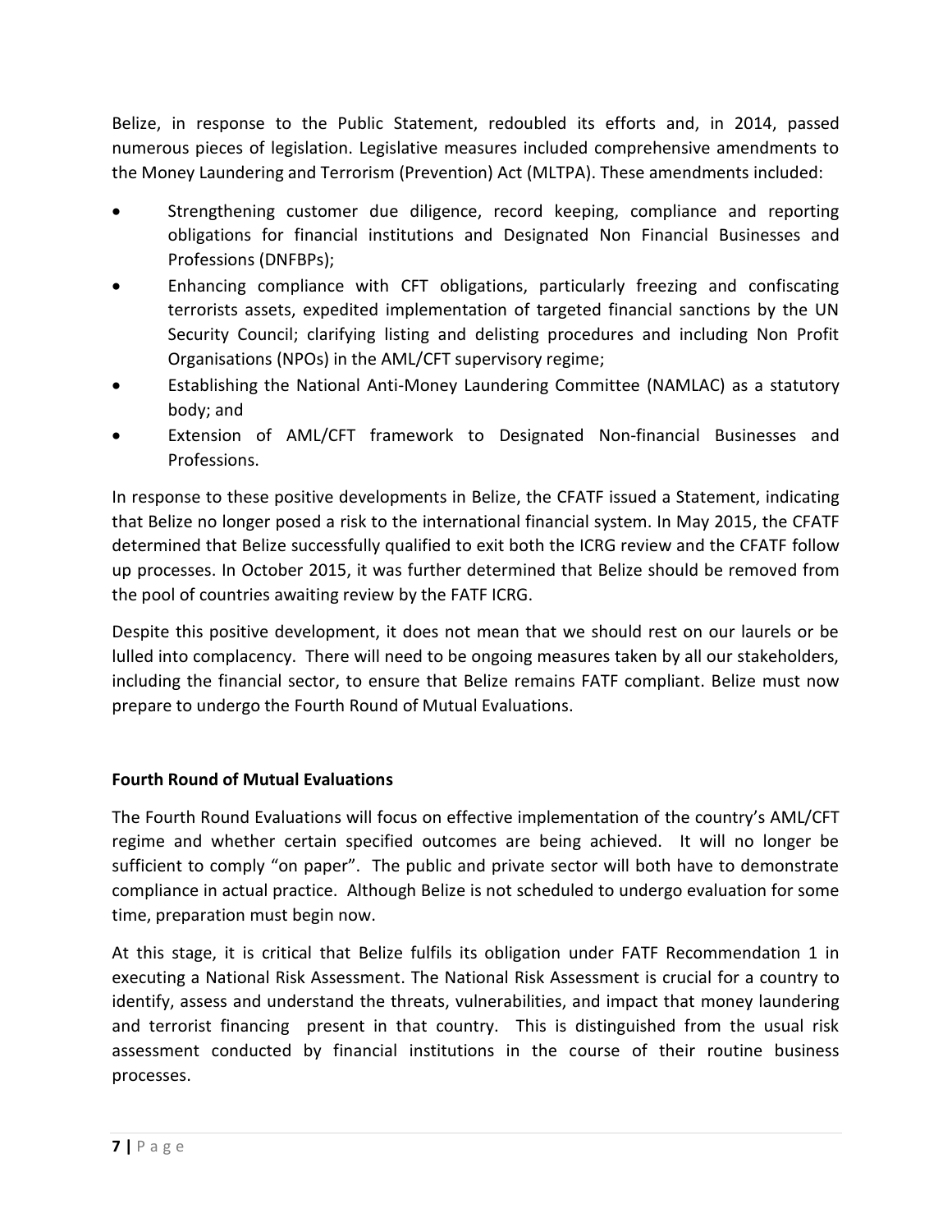Belize, in response to the Public Statement, redoubled its efforts and, in 2014, passed numerous pieces of legislation. Legislative measures included comprehensive amendments to the Money Laundering and Terrorism (Prevention) Act (MLTPA). These amendments included:

- Strengthening customer due diligence, record keeping, compliance and reporting obligations for financial institutions and Designated Non Financial Businesses and Professions (DNFBPs);
- Enhancing compliance with CFT obligations, particularly freezing and confiscating terrorists assets, expedited implementation of targeted financial sanctions by the UN Security Council; clarifying listing and delisting procedures and including Non Profit Organisations (NPOs) in the AML/CFT supervisory regime;
- Establishing the National Anti-Money Laundering Committee (NAMLAC) as a statutory body; and
- Extension of AML/CFT framework to Designated Non-financial Businesses and Professions.

In response to these positive developments in Belize, the CFATF issued a Statement, indicating that Belize no longer posed a risk to the international financial system. In May 2015, the CFATF determined that Belize successfully qualified to exit both the ICRG review and the CFATF follow up processes. In October 2015, it was further determined that Belize should be removed from the pool of countries awaiting review by the FATF ICRG.

Despite this positive development, it does not mean that we should rest on our laurels or be lulled into complacency. There will need to be ongoing measures taken by all our stakeholders, including the financial sector, to ensure that Belize remains FATF compliant. Belize must now prepare to undergo the Fourth Round of Mutual Evaluations.

**Fourth Round of Mutual Evaluations**

The Fourth Round Evaluations will focus on effective implementation of the country's AML/CFT regime and whether certain specified outcomes are being achieved. It will no longer be sufficient to comply "on paper". The public and private sector will both have to demonstrate compliance in actual practice. Although Belize is not scheduled to undergo evaluation for some time, preparation must begin now.

At this stage, it is critical that Belize fulfils its obligation under FATF Recommendation 1 in executing a National Risk Assessment. The National Risk Assessment is crucial for a country to identify, assess and understand the threats, vulnerabilities, and impact that money laundering and terrorist financing present in that country. This is distinguished from the usual risk assessment conducted by financial institutions in the course of their routine business processes.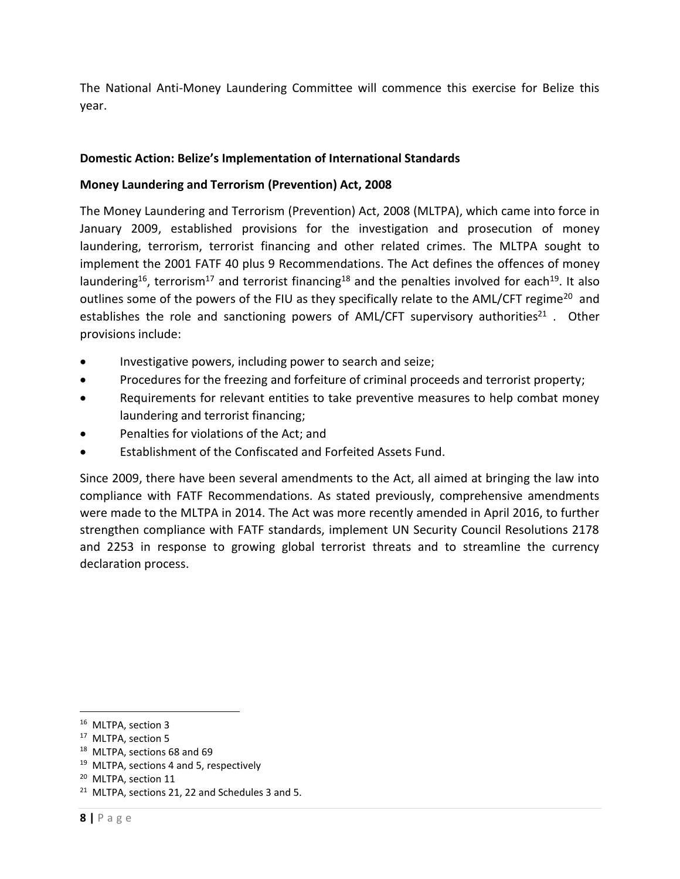The National Anti-Money Laundering Committee will commence this exercise for Belize this year.

## Domestic Action: Belize's Implementation of International Standards

### Money Laundering and Terrorism (Prevention) Act, 2008

The Money Laundering and Terrorism (Prevention) Act, 2008 (MLTPA), which came into force in January 2009, established provisions for the investigation and prosecution of money laundering, terrorism, terrorist financing and other related crimes. The MLTPA sought to implement the 2001 FATF 40 plus 9 Recommendations. The Act defines the offences of money laundering[16], terrorism[17] and terrorist financing[18] and the penalties involved for each[19]. It also outlines some of the powers of the FIU as they specifically relate to the AML/CFT regime[20] and establishes the role and sanctioning powers of AML/CFT supervisory authorities[21] . Other provisions include:

- Investigative powers, including power to search and seize;
- Procedures for the freezing and forfeiture of criminal proceeds and terrorist property;
- Requirements for relevant entities to take preventive measures to help combat money laundering and terrorist financing;
- Penalties for violations of the Act; and
- Establishment of the Confiscated and Forfeited Assets Fund.

Since 2009, there have been several amendments to the Act, all aimed at bringing the law into compliance with FATF Recommendations. As stated previously, comprehensive amendments were made to the MLTPA in 2014. The Act was more recently amended in April 2016, to further strengthen compliance with FATF standards, implement UN Security Council Resolutions 2178 and 2253 in response to growing global terrorist threats and to streamline the currency declaration process.

---

[16] MLTPA, section 3
[17] MLTPA, section 5
[18] MLTPA, sections 68 and 69
[19] MLTPA, sections 4 and 5, respectively
[20] MLTPA, section 11
[21] MLTPA, sections 21, 22 and Schedules 3 and 5.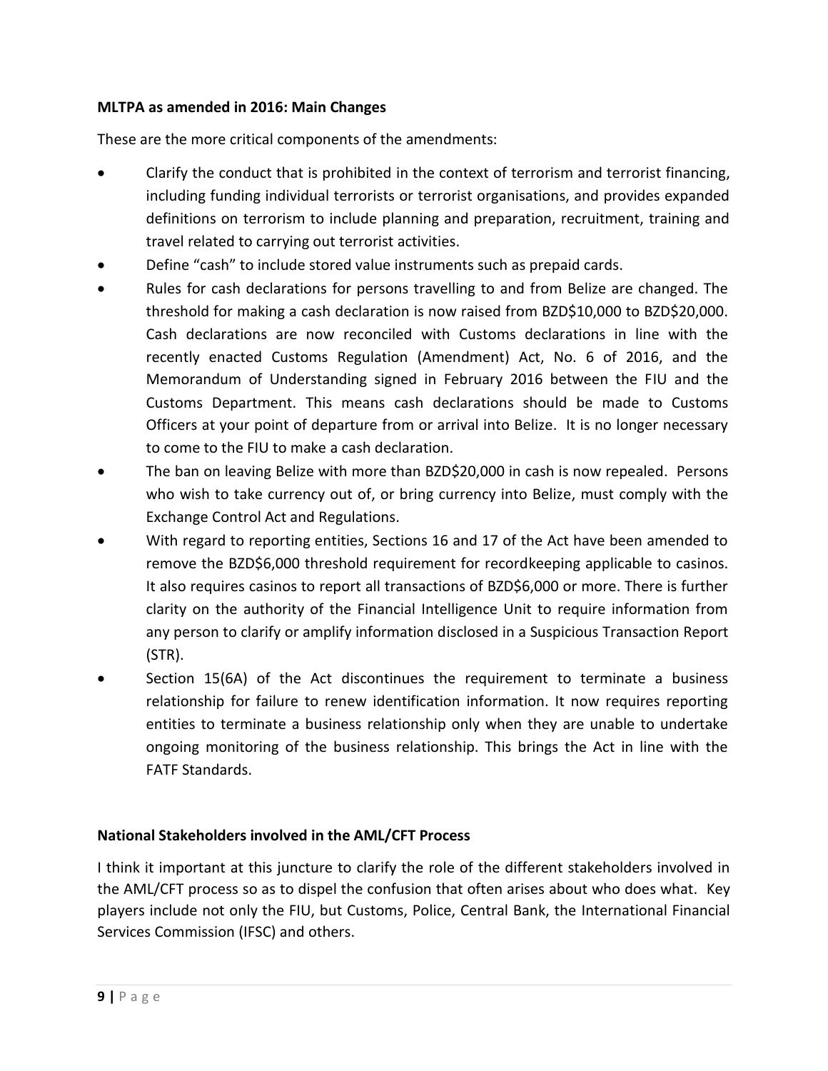**MLTPA as amended in 2016: Main Changes**

These are the more critical components of the amendments:

- Clarify the conduct that is prohibited in the context of terrorism and terrorist financing, including funding individual terrorists or terrorist organisations, and provides expanded definitions on terrorism to include planning and preparation, recruitment, training and travel related to carrying out terrorist activities.
- Define "cash" to include stored value instruments such as prepaid cards.
- Rules for cash declarations for persons travelling to and from Belize are changed. The threshold for making a cash declaration is now raised from BZD$10,000 to BZD$20,000. Cash declarations are now reconciled with Customs declarations in line with the recently enacted Customs Regulation (Amendment) Act, No. 6 of 2016, and the Memorandum of Understanding signed in February 2016 between the FIU and the Customs Department. This means cash declarations should be made to Customs Officers at your point of departure from or arrival into Belize. It is no longer necessary to come to the FIU to make a cash declaration.
- The ban on leaving Belize with more than BZD$20,000 in cash is now repealed. Persons who wish to take currency out of, or bring currency into Belize, must comply with the Exchange Control Act and Regulations.
- With regard to reporting entities, Sections 16 and 17 of the Act have been amended to remove the BZD$6,000 threshold requirement for recordkeeping applicable to casinos. It also requires casinos to report all transactions of BZD$6,000 or more. There is further clarity on the authority of the Financial Intelligence Unit to require information from any person to clarify or amplify information disclosed in a Suspicious Transaction Report (STR).
- Section 15(6A) of the Act discontinues the requirement to terminate a business relationship for failure to renew identification information. It now requires reporting entities to terminate a business relationship only when they are unable to undertake ongoing monitoring of the business relationship. This brings the Act in line with the FATF Standards.

**National Stakeholders involved in the AML/CFT Process**

I think it important at this juncture to clarify the role of the different stakeholders involved in the AML/CFT process so as to dispel the confusion that often arises about who does what. Key players include not only the FIU, but Customs, Police, Central Bank, the International Financial Services Commission (IFSC) and others.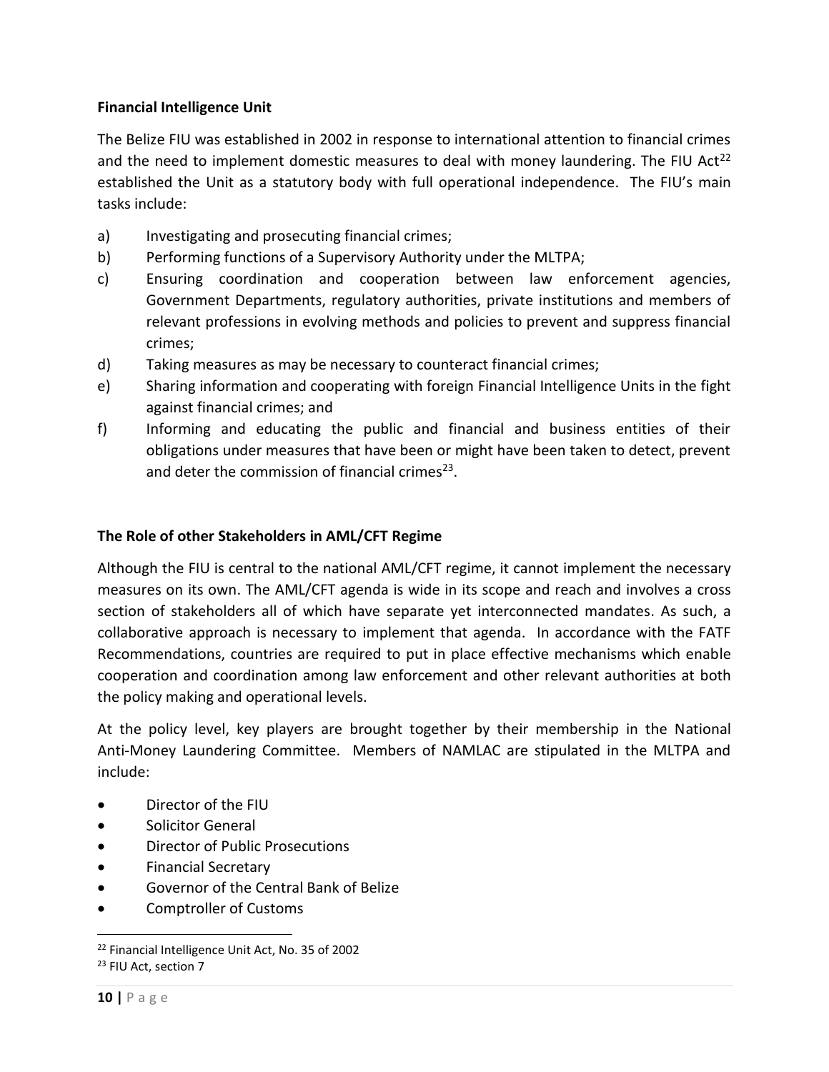**Financial Intelligence Unit**

The Belize FIU was established in 2002 in response to international attention to financial crimes and the need to implement domestic measures to deal with money laundering. The FIU Act[22] established the Unit as a statutory body with full operational independence. The FIU's main tasks include:

a) Investigating and prosecuting financial crimes;
b) Performing functions of a Supervisory Authority under the MLTPA;
c) Ensuring coordination and cooperation between law enforcement agencies, Government Departments, regulatory authorities, private institutions and members of relevant professions in evolving methods and policies to prevent and suppress financial crimes;
d) Taking measures as may be necessary to counteract financial crimes;
e) Sharing information and cooperating with foreign Financial Intelligence Units in the fight against financial crimes; and
f) Informing and educating the public and financial and business entities of their obligations under measures that have been or might have been taken to detect, prevent and deter the commission of financial crimes[23].

**The Role of other Stakeholders in AML/CFT Regime**

Although the FIU is central to the national AML/CFT regime, it cannot implement the necessary measures on its own. The AML/CFT agenda is wide in its scope and reach and involves a cross section of stakeholders all of which have separate yet interconnected mandates. As such, a collaborative approach is necessary to implement that agenda. In accordance with the FATF Recommendations, countries are required to put in place effective mechanisms which enable cooperation and coordination among law enforcement and other relevant authorities at both the policy making and operational levels.

At the policy level, key players are brought together by their membership in the National Anti-Money Laundering Committee. Members of NAMLAC are stipulated in the MLTPA and include:

- Director of the FIU
- Solicitor General
- Director of Public Prosecutions
- Financial Secretary
- Governor of the Central Bank of Belize
- Comptroller of Customs

---

[22] Financial Intelligence Unit Act, No. 35 of 2002

[23] FIU Act, section 7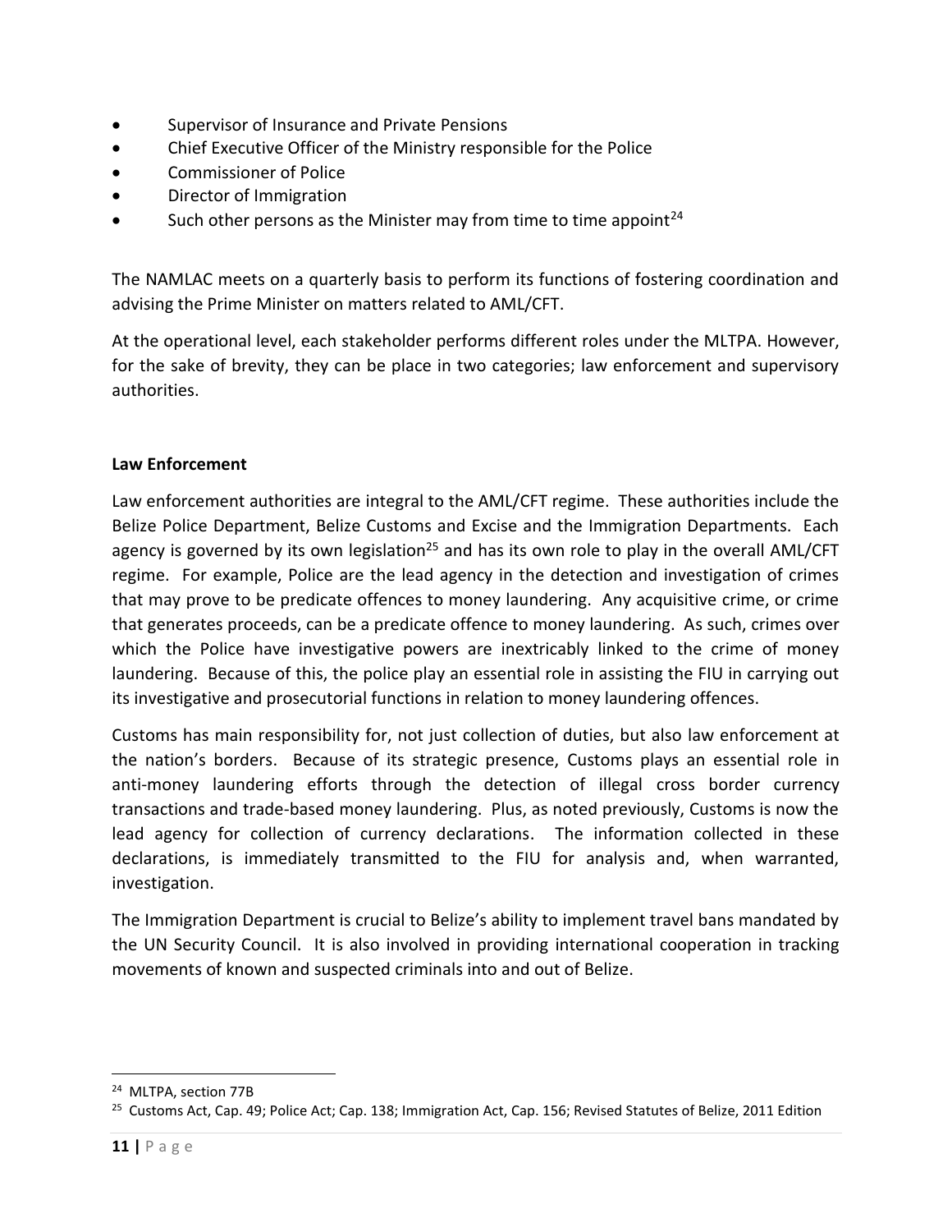- Supervisor of Insurance and Private Pensions
- Chief Executive Officer of the Ministry responsible for the Police
- Commissioner of Police
- Director of Immigration
- Such other persons as the Minister may from time to time appoint[24]

The NAMLAC meets on a quarterly basis to perform its functions of fostering coordination and advising the Prime Minister on matters related to AML/CFT.

At the operational level, each stakeholder performs different roles under the MLTPA. However, for the sake of brevity, they can be place in two categories; law enforcement and supervisory authorities.

**Law Enforcement**

Law enforcement authorities are integral to the AML/CFT regime. These authorities include the Belize Police Department, Belize Customs and Excise and the Immigration Departments. Each agency is governed by its own legislation[25] and has its own role to play in the overall AML/CFT regime. For example, Police are the lead agency in the detection and investigation of crimes that may prove to be predicate offences to money laundering. Any acquisitive crime, or crime that generates proceeds, can be a predicate offence to money laundering. As such, crimes over which the Police have investigative powers are inextricably linked to the crime of money laundering. Because of this, the police play an essential role in assisting the FIU in carrying out its investigative and prosecutorial functions in relation to money laundering offences.

Customs has main responsibility for, not just collection of duties, but also law enforcement at the nation's borders. Because of its strategic presence, Customs plays an essential role in anti-money laundering efforts through the detection of illegal cross border currency transactions and trade-based money laundering. Plus, as noted previously, Customs is now the lead agency for collection of currency declarations. The information collected in these declarations, is immediately transmitted to the FIU for analysis and, when warranted, investigation.

The Immigration Department is crucial to Belize's ability to implement travel bans mandated by the UN Security Council. It is also involved in providing international cooperation in tracking movements of known and suspected criminals into and out of Belize.

---

[24] MLTPA, section 77B

[25] Customs Act, Cap. 49; Police Act; Cap. 138; Immigration Act, Cap. 156; Revised Statutes of Belize, 2011 Edition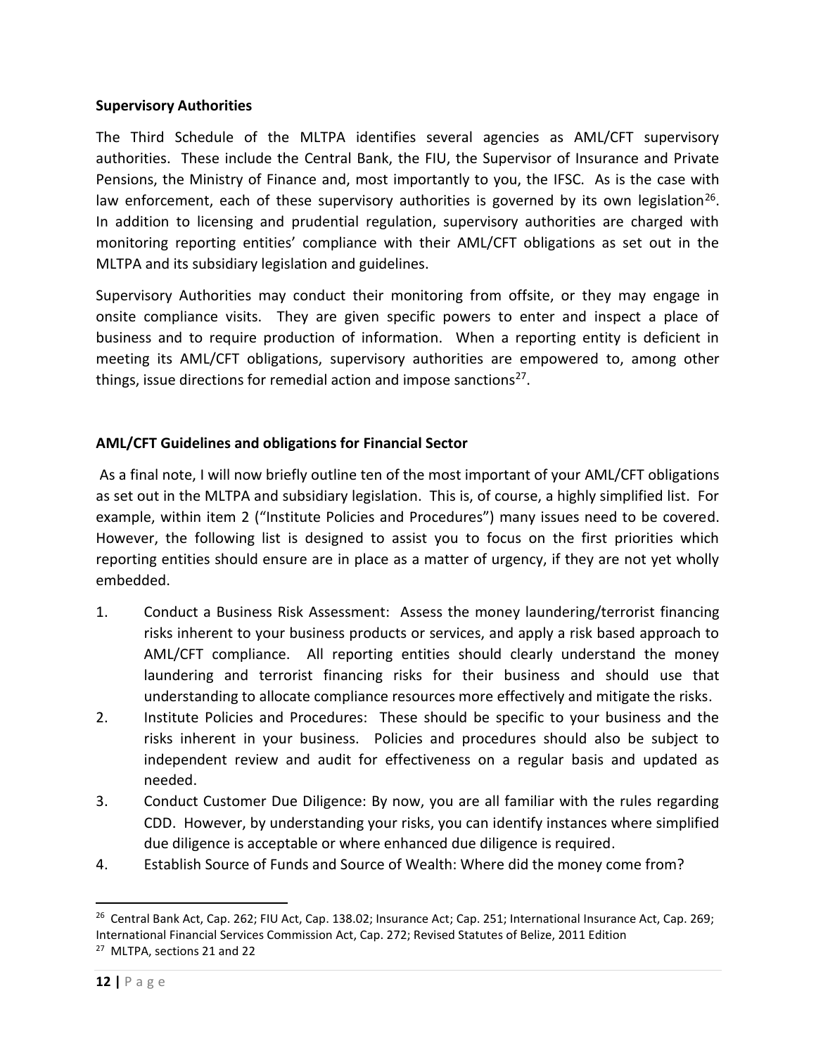**Supervisory Authorities**

The Third Schedule of the MLTPA identifies several agencies as AML/CFT supervisory authorities. These include the Central Bank, the FIU, the Supervisor of Insurance and Private Pensions, the Ministry of Finance and, most importantly to you, the IFSC. As is the case with law enforcement, each of these supervisory authorities is governed by its own legislation[26]. In addition to licensing and prudential regulation, supervisory authorities are charged with monitoring reporting entities' compliance with their AML/CFT obligations as set out in the MLTPA and its subsidiary legislation and guidelines.

Supervisory Authorities may conduct their monitoring from offsite, or they may engage in onsite compliance visits. They are given specific powers to enter and inspect a place of business and to require production of information. When a reporting entity is deficient in meeting its AML/CFT obligations, supervisory authorities are empowered to, among other things, issue directions for remedial action and impose sanctions[27].

**AML/CFT Guidelines and obligations for Financial Sector**

As a final note, I will now briefly outline ten of the most important of your AML/CFT obligations as set out in the MLTPA and subsidiary legislation. This is, of course, a highly simplified list. For example, within item 2 ("Institute Policies and Procedures") many issues need to be covered. However, the following list is designed to assist you to focus on the first priorities which reporting entities should ensure are in place as a matter of urgency, if they are not yet wholly embedded.

1. Conduct a Business Risk Assessment: Assess the money laundering/terrorist financing risks inherent to your business products or services, and apply a risk based approach to AML/CFT compliance. All reporting entities should clearly understand the money laundering and terrorist financing risks for their business and should use that understanding to allocate compliance resources more effectively and mitigate the risks.
2. Institute Policies and Procedures: These should be specific to your business and the risks inherent in your business. Policies and procedures should also be subject to independent review and audit for effectiveness on a regular basis and updated as needed.
3. Conduct Customer Due Diligence: By now, you are all familiar with the rules regarding CDD. However, by understanding your risks, you can identify instances where simplified due diligence is acceptable or where enhanced due diligence is required.
4. Establish Source of Funds and Source of Wealth: Where did the money come from?

---

[26] Central Bank Act, Cap. 262; FIU Act, Cap. 138.02; Insurance Act; Cap. 251; International Insurance Act, Cap. 269; International Financial Services Commission Act, Cap. 272; Revised Statutes of Belize, 2011 Edition

[27] MLTPA, sections 21 and 22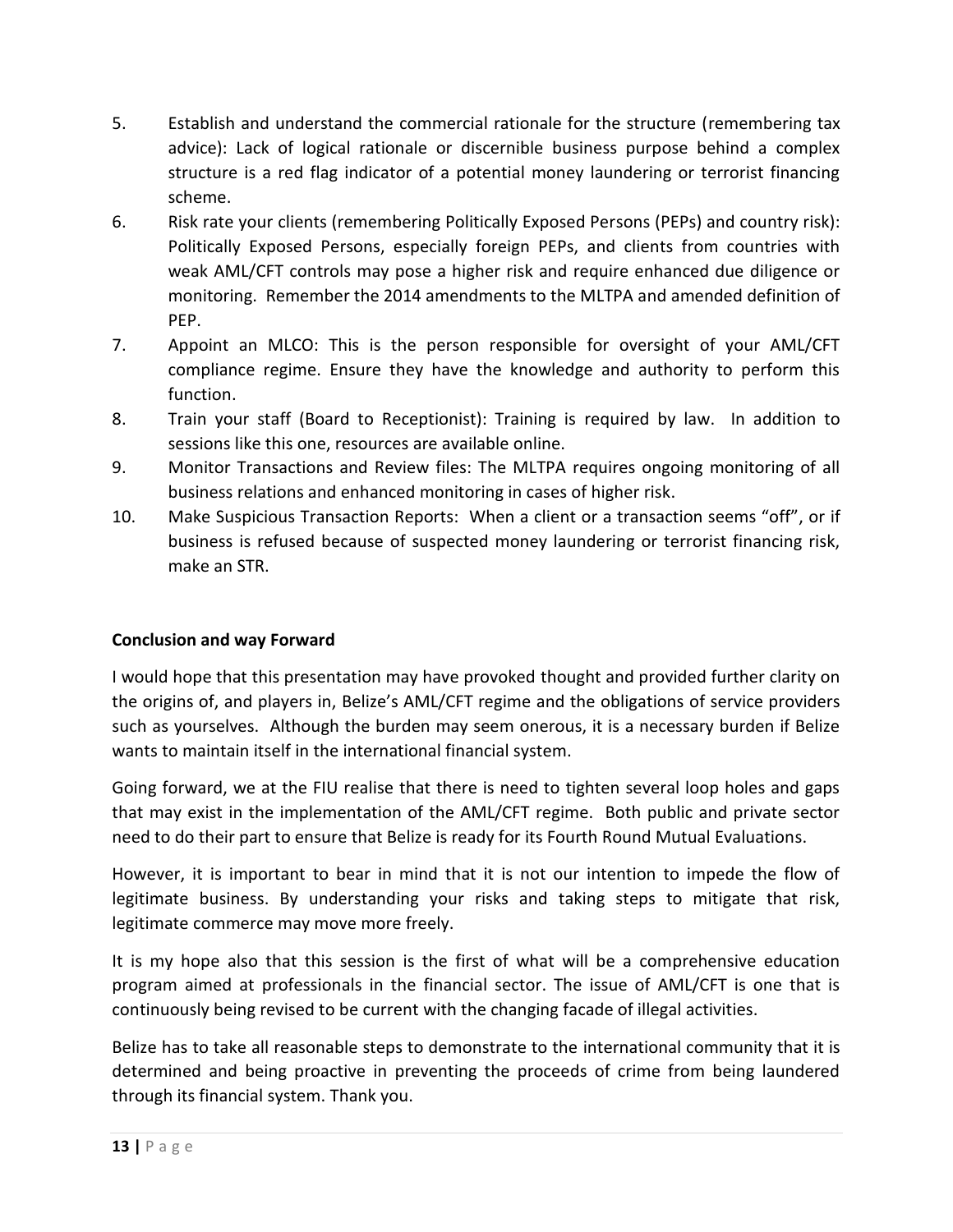5. Establish and understand the commercial rationale for the structure (remembering tax advice): Lack of logical rationale or discernible business purpose behind a complex structure is a red flag indicator of a potential money laundering or terrorist financing scheme.
6. Risk rate your clients (remembering Politically Exposed Persons (PEPs) and country risk): Politically Exposed Persons, especially foreign PEPs, and clients from countries with weak AML/CFT controls may pose a higher risk and require enhanced due diligence or monitoring. Remember the 2014 amendments to the MLTPA and amended definition of PEP.
7. Appoint an MLCO: This is the person responsible for oversight of your AML/CFT compliance regime. Ensure they have the knowledge and authority to perform this function.
8. Train your staff (Board to Receptionist): Training is required by law. In addition to sessions like this one, resources are available online.
9. Monitor Transactions and Review files: The MLTPA requires ongoing monitoring of all business relations and enhanced monitoring in cases of higher risk.
10. Make Suspicious Transaction Reports: When a client or a transaction seems "off", or if business is refused because of suspected money laundering or terrorist financing risk, make an STR.

**Conclusion and way Forward**

I would hope that this presentation may have provoked thought and provided further clarity on the origins of, and players in, Belize's AML/CFT regime and the obligations of service providers such as yourselves. Although the burden may seem onerous, it is a necessary burden if Belize wants to maintain itself in the international financial system.

Going forward, we at the FIU realise that there is need to tighten several loop holes and gaps that may exist in the implementation of the AML/CFT regime. Both public and private sector need to do their part to ensure that Belize is ready for its Fourth Round Mutual Evaluations.

However, it is important to bear in mind that it is not our intention to impede the flow of legitimate business. By understanding your risks and taking steps to mitigate that risk, legitimate commerce may move more freely.

It is my hope also that this session is the first of what will be a comprehensive education program aimed at professionals in the financial sector. The issue of AML/CFT is one that is continuously being revised to be current with the changing facade of illegal activities.

Belize has to take all reasonable steps to demonstrate to the international community that it is determined and being proactive in preventing the proceeds of crime from being laundered through its financial system. Thank you.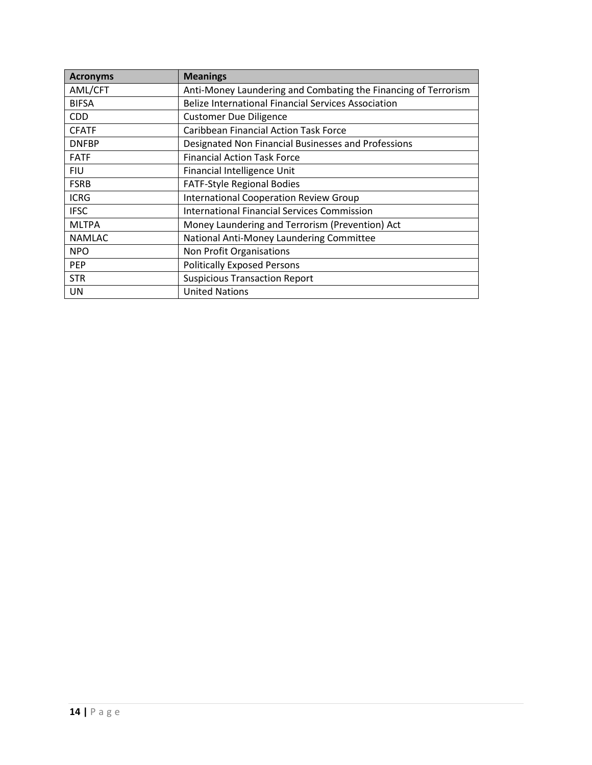| Acronyms | Meanings |
| --- | --- |
| AML/CFT | Anti-Money Laundering and Combating the Financing of Terrorism |
| BIFSA | Belize International Financial Services Association |
| CDD | Customer Due Diligence |
| CFATF | Caribbean Financial Action Task Force |
| DNFBP | Designated Non Financial Businesses and Professions |
| FATF | Financial Action Task Force |
| FIU | Financial Intelligence Unit |
| FSRB | FATF-Style Regional Bodies |
| ICRG | International Cooperation Review Group |
| IFSC | International Financial Services Commission |
| MLTPA | Money Laundering and Terrorism (Prevention) Act |
| NAMLAC | National Anti-Money Laundering Committee |
| NPO | Non Profit Organisations |
| PEP | Politically Exposed Persons |
| STR | Suspicious Transaction Report |
| UN | United Nations |